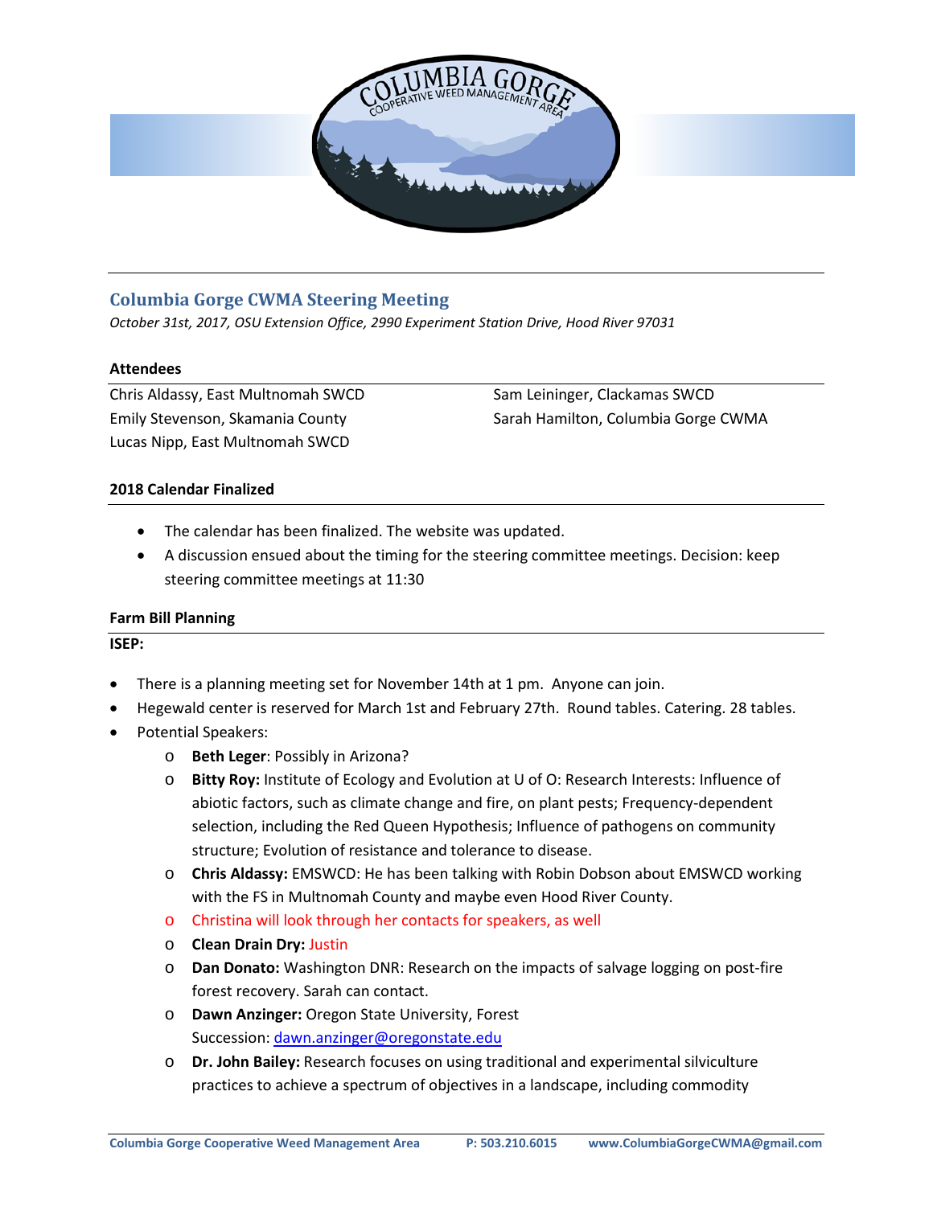## Columbia Gorge CWMA Steering Meeting

*October 31st, 2017, OSU Extension Office, 2990 Experiment Station Drive, Hood River 97031*

### Attendees

Chris Aldassy, East Multnomah SWCD
Emily Stevenson, Skamania County
Lucas Nipp, East Multnomah SWCD
Sam Leininger, Clackamas SWCD
Sarah Hamilton, Columbia Gorge CWMA

### 2018 Calendar Finalized

- The calendar has been finalized. The website was updated.
- A discussion ensued about the timing for the steering committee meetings. Decision: keep steering committee meetings at 11:30

### Farm Bill Planning

**ISEP:**

- There is a planning meeting set for November 14th at 1 pm. Anyone can join.
- Hegewald center is reserved for March 1st and February 27th. Round tables. Catering. 28 tables.
- Potential Speakers:
  - **Beth Leger**: Possibly in Arizona?
  - **Bitty Roy:** Institute of Ecology and Evolution at U of O: Research Interests: Influence of abiotic factors, such as climate change and fire, on plant pests; Frequency-dependent selection, including the Red Queen Hypothesis; Influence of pathogens on community structure; Evolution of resistance and tolerance to disease.
  - **Chris Aldassy:** EMSWCD: He has been talking with Robin Dobson about EMSWCD working with the FS in Multnomah County and maybe even Hood River County.
  - Christina will look through her contacts for speakers, as well
  - **Clean Drain Dry:** Justin
  - **Dan Donato:** Washington DNR: Research on the impacts of salvage logging on post-fire forest recovery. Sarah can contact.
  - **Dawn Anzinger:** Oregon State University, Forest Succession: dawn.anzinger@oregonstate.edu
  - **Dr. John Bailey:** Research focuses on using traditional and experimental silviculture practices to achieve a spectrum of objectives in a landscape, including commodity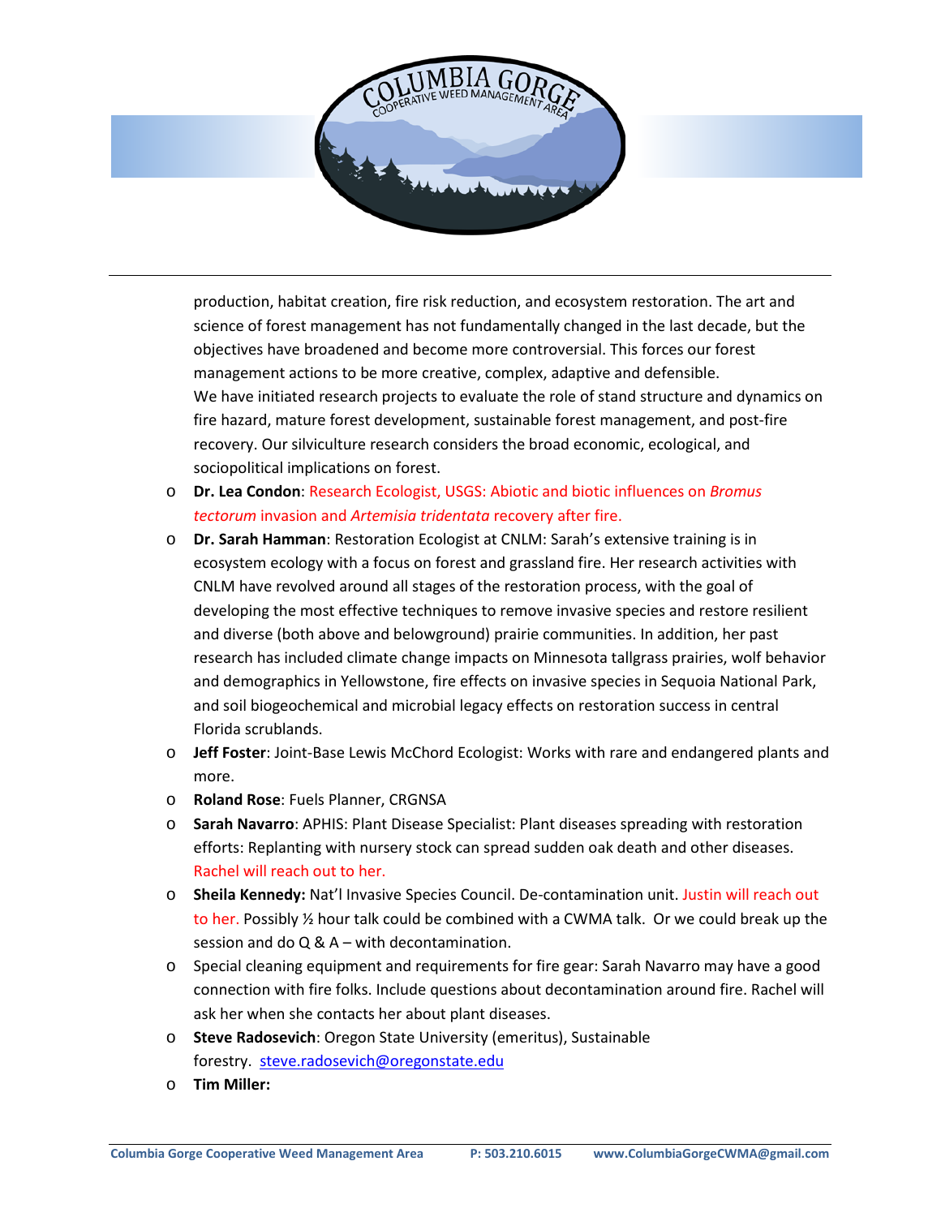production, habitat creation, fire risk reduction, and ecosystem restoration. The art and science of forest management has not fundamentally changed in the last decade, but the objectives have broadened and become more controversial. This forces our forest management actions to be more creative, complex, adaptive and defensible.
We have initiated research projects to evaluate the role of stand structure and dynamics on fire hazard, mature forest development, sustainable forest management, and post-fire recovery. Our silviculture research considers the broad economic, ecological, and sociopolitical implications on forest.

- **Dr. Lea Condon**: Research Ecologist, USGS: Abiotic and biotic influences on *Bromus tectorum* invasion and *Artemisia tridentata* recovery after fire.
- **Dr. Sarah Hamman**: Restoration Ecologist at CNLM: Sarah's extensive training is in ecosystem ecology with a focus on forest and grassland fire. Her research activities with CNLM have revolved around all stages of the restoration process, with the goal of developing the most effective techniques to remove invasive species and restore resilient and diverse (both above and belowground) prairie communities. In addition, her past research has included climate change impacts on Minnesota tallgrass prairies, wolf behavior and demographics in Yellowstone, fire effects on invasive species in Sequoia National Park, and soil biogeochemical and microbial legacy effects on restoration success in central Florida scrublands.
- **Jeff Foster**: Joint-Base Lewis McChord Ecologist: Works with rare and endangered plants and more.
- **Roland Rose**: Fuels Planner, CRGNSA
- **Sarah Navarro**: APHIS: Plant Disease Specialist: Plant diseases spreading with restoration efforts: Replanting with nursery stock can spread sudden oak death and other diseases. Rachel will reach out to her.
- **Sheila Kennedy:** Nat'l Invasive Species Council. De-contamination unit. Justin will reach out to her. Possibly ½ hour talk could be combined with a CWMA talk. Or we could break up the session and do Q & A – with decontamination.
- Special cleaning equipment and requirements for fire gear: Sarah Navarro may have a good connection with fire folks. Include questions about decontamination around fire. Rachel will ask her when she contacts her about plant diseases.
- **Steve Radosevich**: Oregon State University (emeritus), Sustainable forestry. steve.radosevich@oregonstate.edu
- **Tim Miller:**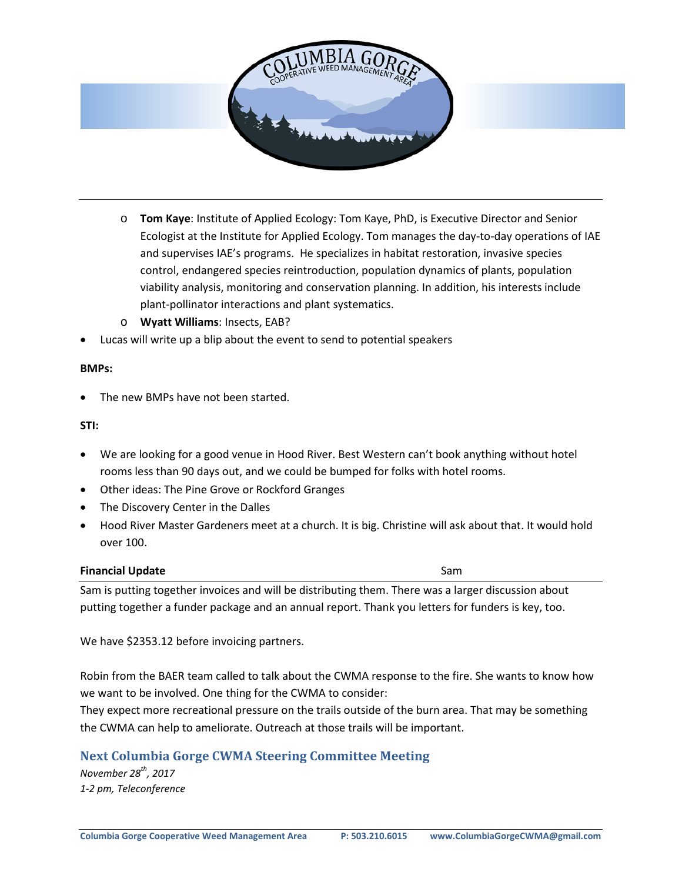- **Tom Kaye**: Institute of Applied Ecology: Tom Kaye, PhD, is Executive Director and Senior Ecologist at the Institute for Applied Ecology. Tom manages the day-to-day operations of IAE and supervises IAE's programs. He specializes in habitat restoration, invasive species control, endangered species reintroduction, population dynamics of plants, population viability analysis, monitoring and conservation planning. In addition, his interests include plant-pollinator interactions and plant systematics.
- **Wyatt Williams**: Insects, EAB?

- Lucas will write up a blip about the event to send to potential speakers

**BMPs:**

- The new BMPs have not been started.

**STI:**

- We are looking for a good venue in Hood River. Best Western can't book anything without hotel rooms less than 90 days out, and we could be bumped for folks with hotel rooms.
- Other ideas: The Pine Grove or Rockford Granges
- The Discovery Center in the Dalles
- Hood River Master Gardeners meet at a church. It is big. Christine will ask about that. It would hold over 100.

**Financial Update** Sam

Sam is putting together invoices and will be distributing them. There was a larger discussion about putting together a funder package and an annual report. Thank you letters for funders is key, too.

We have $2353.12 before invoicing partners.

Robin from the BAER team called to talk about the CWMA response to the fire. She wants to know how we want to be involved. One thing for the CWMA to consider:
They expect more recreational pressure on the trails outside of the burn area. That may be something the CWMA can help to ameliorate. Outreach at those trails will be important.

## Next Columbia Gorge CWMA Steering Committee Meeting

*November 28th, 2017*
*1-2 pm, Teleconference*